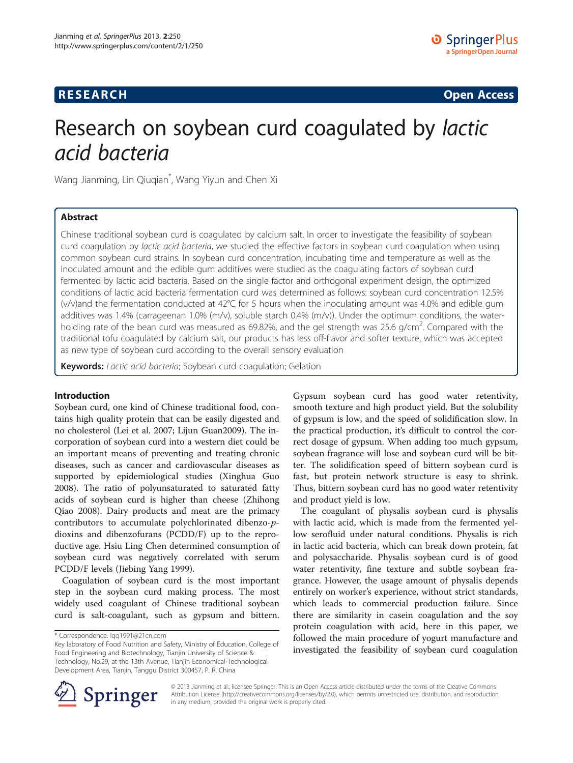**RESEARCH** **Open Access**

# Research on soybean curd coagulated by *lactic acid bacteria*

Wang Jianming, Lin Qiuqian*, Wang Yiyun and Chen Xi

## Abstract

Chinese traditional soybean curd is coagulated by calcium salt. In order to investigate the feasibility of soybean curd coagulation by *lactic acid bacteria*, we studied the effective factors in soybean curd coagulation when using common soybean curd strains. In soybean curd concentration, incubating time and temperature as well as the inoculated amount and the edible gum additives were studied as the coagulating factors of soybean curd fermented by lactic acid bacteria. Based on the single factor and orthogonal experiment design, the optimized conditions of lactic acid bacteria fermentation curd was determined as follows: soybean curd concentration 12.5% (v/v)and the fermentation conducted at 42°C for 5 hours when the inoculating amount was 4.0% and edible gum additives was 1.4% (carrageenan 1.0% (m/v), soluble starch 0.4% (m/v)). Under the optimum conditions, the water-holding rate of the bean curd was measured as 69.82%, and the gel strength was 25.6 g/cm$^2$. Compared with the traditional tofu coagulated by calcium salt, our products has less off-flavor and softer texture, which was accepted as new type of soybean curd according to the overall sensory evaluation

**Keywords:** *Lactic acid bacteria*; Soybean curd coagulation; Gelation

## Introduction

Soybean curd, one kind of Chinese traditional food, contains high quality protein that can be easily digested and no cholesterol (Lei et al. 2007; Lijun Guan2009). The incorporation of soybean curd into a western diet could be an important means of preventing and treating chronic diseases, such as cancer and cardiovascular diseases as supported by epidemiological studies (Xinghua Guo 2008). The ratio of polyunsaturated to saturated fatty acids of soybean curd is higher than cheese (Zhihong Qiao 2008). Dairy products and meat are the primary contributors to accumulate polychlorinated dibenzo-*p*-dioxins and dibenzofurans (PCDD/F) up to the reproductive age. Hsiu Ling Chen determined consumption of soybean curd was negatively correlated with serum PCDD/F levels (Jiebing Yang 1999).

Coagulation of soybean curd is the most important step in the soybean curd making process. The most widely used coagulant of Chinese traditional soybean curd is salt-coagulant, such as gypsum and bittern. Gypsum soybean curd has good water retentivity, smooth texture and high product yield. But the solubility of gypsum is low, and the speed of solidification slow. In the practical production, it's difficult to control the correct dosage of gypsum. When adding too much gypsum, soybean fragrance will lose and soybean curd will be bitter. The solidification speed of bittern soybean curd is fast, but protein network structure is easy to shrink. Thus, bittern soybean curd has no good water retentivity and product yield is low.

The coagulant of physalis soybean curd is physalis with lactic acid, which is made from the fermented yellow serofluid under natural conditions. Physalis is rich in lactic acid bacteria, which can break down protein, fat and polysaccharide. Physalis soybean curd is of good water retentivity, fine texture and subtle soybean fragrance. However, the usage amount of physalis depends entirely on worker's experience, without strict standards, which leads to commercial production failure. Since there are similarity in casein coagulation and the soy protein coagulation with acid, here in this paper, we followed the main procedure of yogurt manufacture and investigated the feasibility of soybean curd coagulation

* Correspondence: lqq1991@21cn.com
Key laboratory of Food Nutrition and Safety, Ministry of Education, College of Food Engineering and Biotechnology, Tianjin University of Science & Technology, No.29, at the 13th Avenue, Tianjin Economical-Technological Development Area, Tianjin, Tanggu District 300457, P. R. China

© 2013 Jianming et al.; licensee Springer. This is an Open Access article distributed under the terms of the Creative Commons Attribution License (http://creativecommons.org/licenses/by/2.0), which permits unrestricted use, distribution, and reproduction in any medium, provided the original work is properly cited.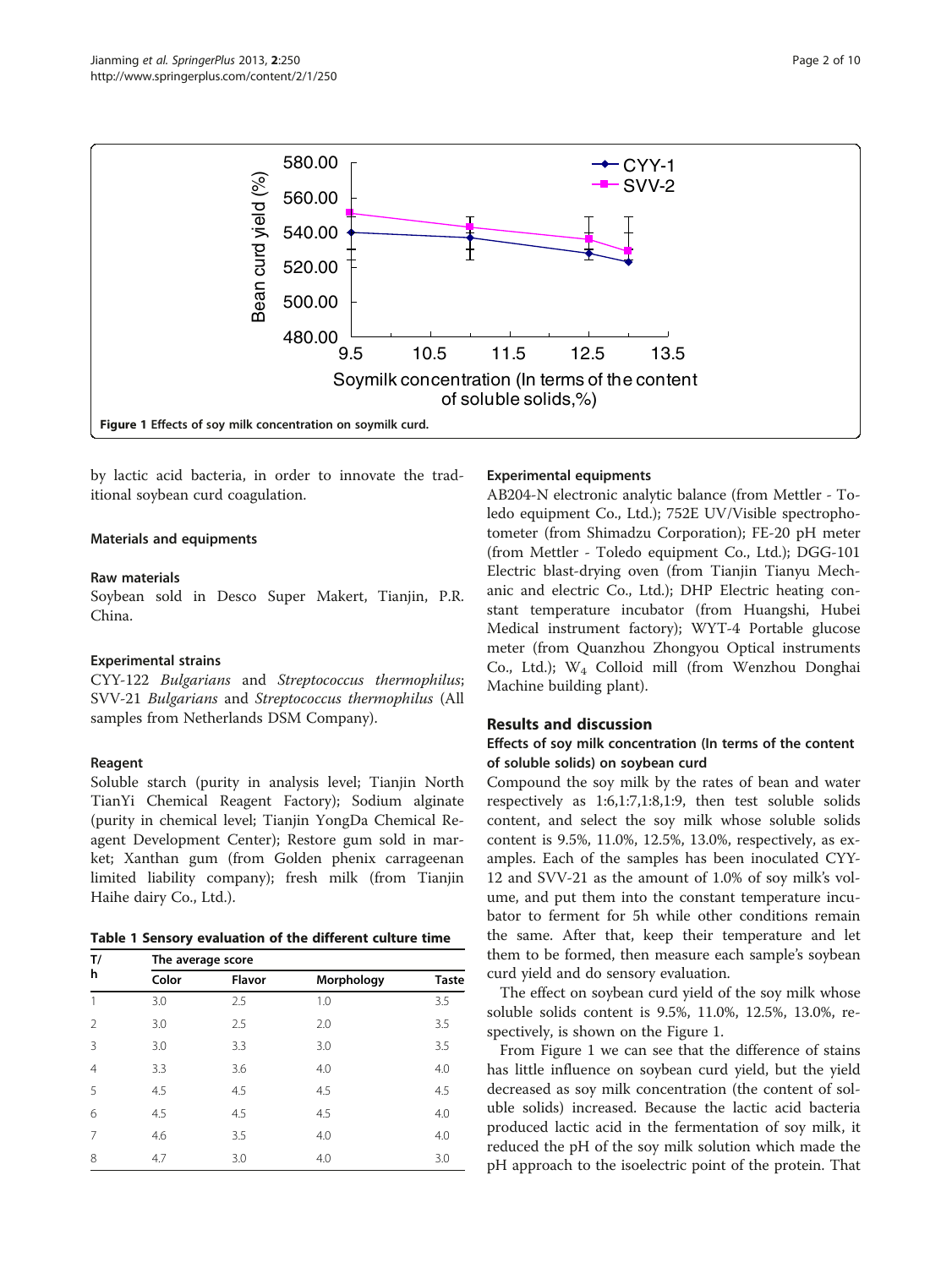Figure 1 Effects of soy milk concentration on soymilk curd.

by lactic acid bacteria, in order to innovate the traditional soybean curd coagulation.

## Materials and equipments

### Raw materials

Soybean sold in Desco Super Makert, Tianjin, P.R. China.

### Experimental strains

CYY-122 *Bulgarians* and *Streptococcus thermophilus*; SVV-21 *Bulgarians* and *Streptococcus thermophilus* (All samples from Netherlands DSM Company).

### Reagent

Soluble starch (purity in analysis level; Tianjin North TianYi Chemical Reagent Factory); Sodium alginate (purity in chemical level; Tianjin YongDa Chemical Reagent Development Center); Restore gum sold in market; Xanthan gum (from Golden phenix carrageenan limited liability company); fresh milk (from Tianjin Haihe dairy Co., Ltd.).

**Table 1 Sensory evaluation of the different culture time**

| T/h | The average score | | | |
|---|---|---|---|---|
| | Color | Flavor | Morphology | Taste |
| 1 | 3.0 | 2.5 | 1.0 | 3.5 |
| 2 | 3.0 | 2.5 | 2.0 | 3.5 |
| 3 | 3.0 | 3.3 | 3.0 | 3.5 |
| 4 | 3.3 | 3.6 | 4.0 | 4.0 |
| 5 | 4.5 | 4.5 | 4.5 | 4.5 |
| 6 | 4.5 | 4.5 | 4.5 | 4.0 |
| 7 | 4.6 | 3.5 | 4.0 | 4.0 |
| 8 | 4.7 | 3.0 | 4.0 | 3.0 |

### Experimental equipments

AB204-N electronic analytic balance (from Mettler - Toledo equipment Co., Ltd.); 752E UV/Visible spectrophotometer (from Shimadzu Corporation); FE-20 pH meter (from Mettler - Toledo equipment Co., Ltd.); DGG-101 Electric blast-drying oven (from Tianjin Tianyu Mechanic and electric Co., Ltd.); DHP Electric heating constant temperature incubator (from Huangshi, Hubei Medical instrument factory); WYT-4 Portable glucose meter (from Quanzhou Zhongyou Optical instruments Co., Ltd.); $W_4$ Colloid mill (from Wenzhou Donghai Machine building plant).

## Results and discussion

### Effects of soy milk concentration (In terms of the content of soluble solids) on soybean curd

Compound the soy milk by the rates of bean and water respectively as 1:6,1:7,1:8,1:9, then test soluble solids content, and select the soy milk whose soluble solids content is 9.5%, 11.0%, 12.5%, 13.0%, respectively, as examples. Each of the samples has been inoculated CYY-12 and SVV-21 as the amount of 1.0% of soy milk's volume, and put them into the constant temperature incubator to ferment for 5h while other conditions remain the same. After that, keep their temperature and let them to be formed, then measure each sample's soybean curd yield and do sensory evaluation.

The effect on soybean curd yield of the soy milk whose soluble solids content is 9.5%, 11.0%, 12.5%, 13.0%, respectively, is shown on the Figure 1.

From Figure 1 we can see that the difference of stains has little influence on soybean curd yield, but the yield decreased as soy milk concentration (the content of soluble solids) increased. Because the lactic acid bacteria produced lactic acid in the fermentation of soy milk, it reduced the pH of the soy milk solution which made the pH approach to the isoelectric point of the protein. That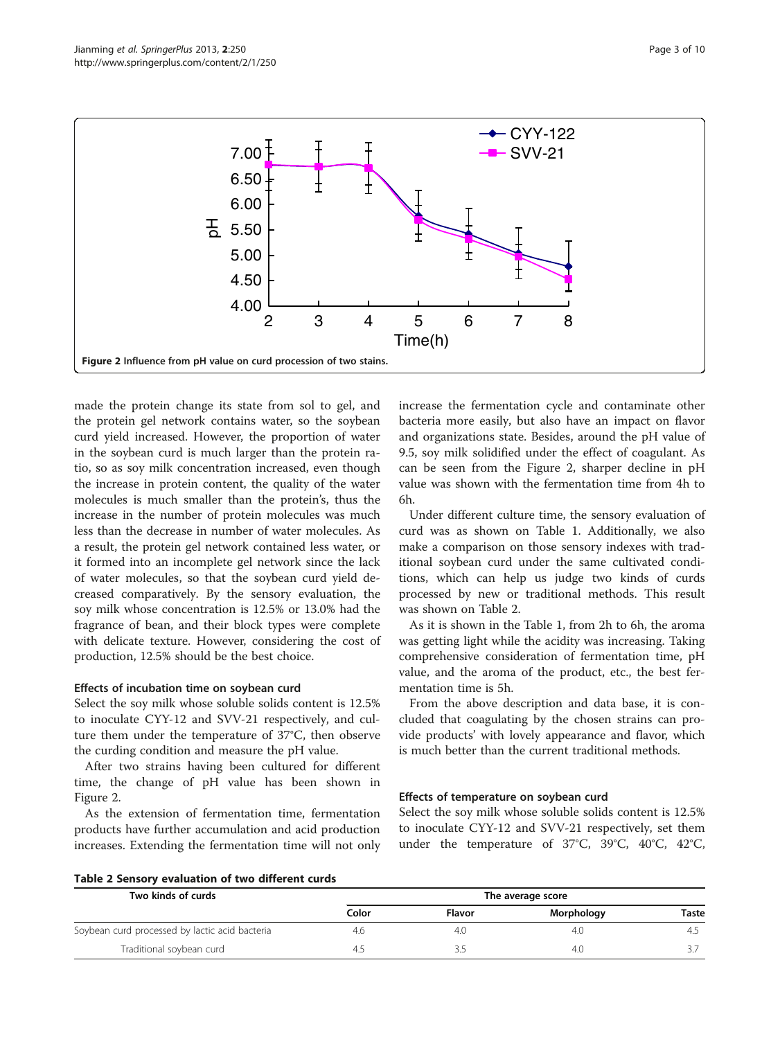Figure 2 Influence from pH value on curd procession of two stains.

made the protein change its state from sol to gel, and the protein gel network contains water, so the soybean curd yield increased. However, the proportion of water in the soybean curd is much larger than the protein ratio, so as soy milk concentration increased, even though the increase in protein content, the quality of the water molecules is much smaller than the protein's, thus the increase in the number of protein molecules was much less than the decrease in number of water molecules. As a result, the protein gel network contained less water, or it formed into an incomplete gel network since the lack of water molecules, so that the soybean curd yield decreased comparatively. By the sensory evaluation, the soy milk whose concentration is 12.5% or 13.0% had the fragrance of bean, and their block types were complete with delicate texture. However, considering the cost of production, 12.5% should be the best choice.

#### Effects of incubation time on soybean curd

Select the soy milk whose soluble solids content is 12.5% to inoculate CYY-12 and SVV-21 respectively, and culture them under the temperature of 37°C, then observe the curding condition and measure the pH value.

After two strains having been cultured for different time, the change of pH value has been shown in Figure 2.

As the extension of fermentation time, fermentation products have further accumulation and acid production increases. Extending the fermentation time will not only increase the fermentation cycle and contaminate other bacteria more easily, but also have an impact on flavor and organizations state. Besides, around the pH value of 9.5, soy milk solidified under the effect of coagulant. As can be seen from the Figure 2, sharper decline in pH value was shown with the fermentation time from 4h to 6h.

Under different culture time, the sensory evaluation of curd was as shown on Table 1. Additionally, we also make a comparison on those sensory indexes with traditional soybean curd under the same cultivated conditions, which can help us judge two kinds of curds processed by new or traditional methods. This result was shown on Table 2.

As it is shown in the Table 1, from 2h to 6h, the aroma was getting light while the acidity was increasing. Taking comprehensive consideration of fermentation time, pH value, and the aroma of the product, etc., the best fermentation time is 5h.

From the above description and data base, it is concluded that coagulating by the chosen strains can provide products' with lovely appearance and flavor, which is much better than the current traditional methods.

#### Effects of temperature on soybean curd

Select the soy milk whose soluble solids content is 12.5% to inoculate CYY-12 and SVV-21 respectively, set them under the temperature of 37°C, 39°C, 40°C, 42°C,

**Table 2 Sensory evaluation of two different curds**

| Two kinds of curds | The average score | | | |
|---|---|---|---|---|
| | Color | Flavor | Morphology | Taste |
| Soybean curd processed by lactic acid bacteria | 4.6 | 4.0 | 4.0 | 4.5 |
| Traditional soybean curd | 4.5 | 3.5 | 4.0 | 3.7 |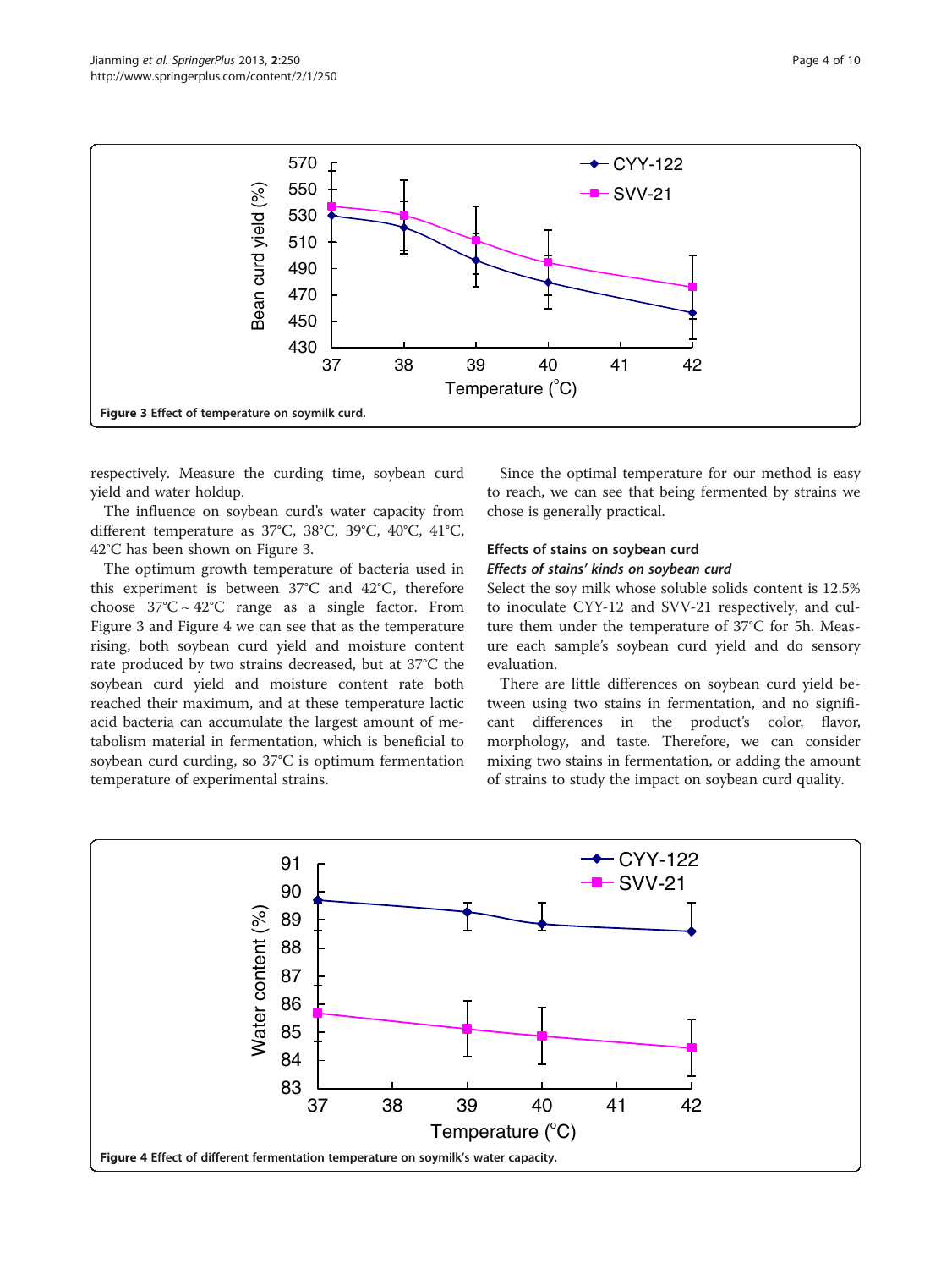Figure 3 Effect of temperature on soymilk curd.

respectively. Measure the curding time, soybean curd yield and water holdup.

The influence on soybean curd's water capacity from different temperature as 37°C, 38°C, 39°C, 40°C, 41°C, 42°C has been shown on Figure 3.

The optimum growth temperature of bacteria used in this experiment is between 37°C and 42°C, therefore choose 37°C ~ 42°C range as a single factor. From Figure 3 and Figure 4 we can see that as the temperature rising, both soybean curd yield and moisture content rate produced by two strains decreased, but at 37°C the soybean curd yield and moisture content rate both reached their maximum, and at these temperature lactic acid bacteria can accumulate the largest amount of metabolism material in fermentation, which is beneficial to soybean curd curding, so 37°C is optimum fermentation temperature of experimental strains.

Since the optimal temperature for our method is easy to reach, we can see that being fermented by strains we chose is generally practical.

## Effects of stains on soybean curd

### *Effects of stains' kinds on soybean curd*

Select the soy milk whose soluble solids content is 12.5% to inoculate CYY-12 and SVV-21 respectively, and culture them under the temperature of 37°C for 5h. Measure each sample's soybean curd yield and do sensory evaluation.

There are little differences on soybean curd yield between using two stains in fermentation, and no significant differences in the product's color, flavor, morphology, and taste. Therefore, we can consider mixing two stains in fermentation, or adding the amount of strains to study the impact on soybean curd quality.

Figure 4 Effect of different fermentation temperature on soymilk's water capacity.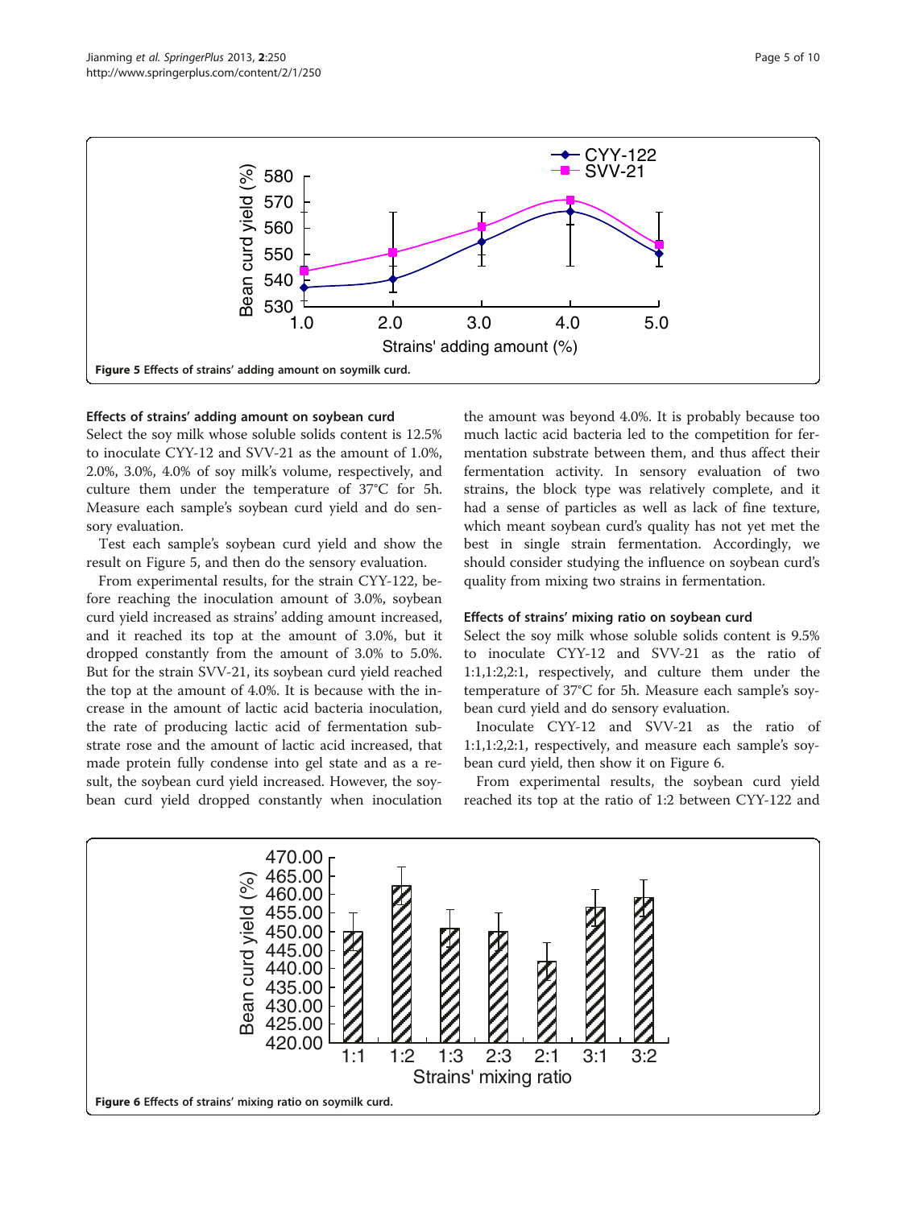Figure 5 Effects of strains' adding amount on soymilk curd.

### Effects of strains' adding amount on soybean curd

Select the soy milk whose soluble solids content is 12.5% to inoculate CYY-12 and SVV-21 as the amount of 1.0%, 2.0%, 3.0%, 4.0% of soy milk's volume, respectively, and culture them under the temperature of 37°C for 5h. Measure each sample's soybean curd yield and do sensory evaluation.

Test each sample's soybean curd yield and show the result on Figure 5, and then do the sensory evaluation.

From experimental results, for the strain CYY-122, before reaching the inoculation amount of 3.0%, soybean curd yield increased as strains' adding amount increased, and it reached its top at the amount of 3.0%, but it dropped constantly from the amount of 3.0% to 5.0%. But for the strain SVV-21, its soybean curd yield reached the top at the amount of 4.0%. It is because with the increase in the amount of lactic acid bacteria inoculation, the rate of producing lactic acid of fermentation substrate rose and the amount of lactic acid increased, that made protein fully condense into gel state and as a result, the soybean curd yield increased. However, the soybean curd yield dropped constantly when inoculation the amount was beyond 4.0%. It is probably because too much lactic acid bacteria led to the competition for fermentation substrate between them, and thus affect their fermentation activity. In sensory evaluation of two strains, the block type was relatively complete, and it had a sense of particles as well as lack of fine texture, which meant soybean curd's quality has not yet met the best in single strain fermentation. Accordingly, we should consider studying the influence on soybean curd's quality from mixing two strains in fermentation.

### Effects of strains' mixing ratio on soybean curd

Select the soy milk whose soluble solids content is 9.5% to inoculate CYY-12 and SVV-21 as the ratio of 1:1,1:2,2:1, respectively, and culture them under the temperature of 37°C for 5h. Measure each sample's soybean curd yield and do sensory evaluation.

Inoculate CYY-12 and SVV-21 as the ratio of 1:1,1:2,2:1, respectively, and measure each sample's soybean curd yield, then show it on Figure 6.

From experimental results, the soybean curd yield reached its top at the ratio of 1:2 between CYY-122 and

Figure 6 Effects of strains' mixing ratio on soymilk curd.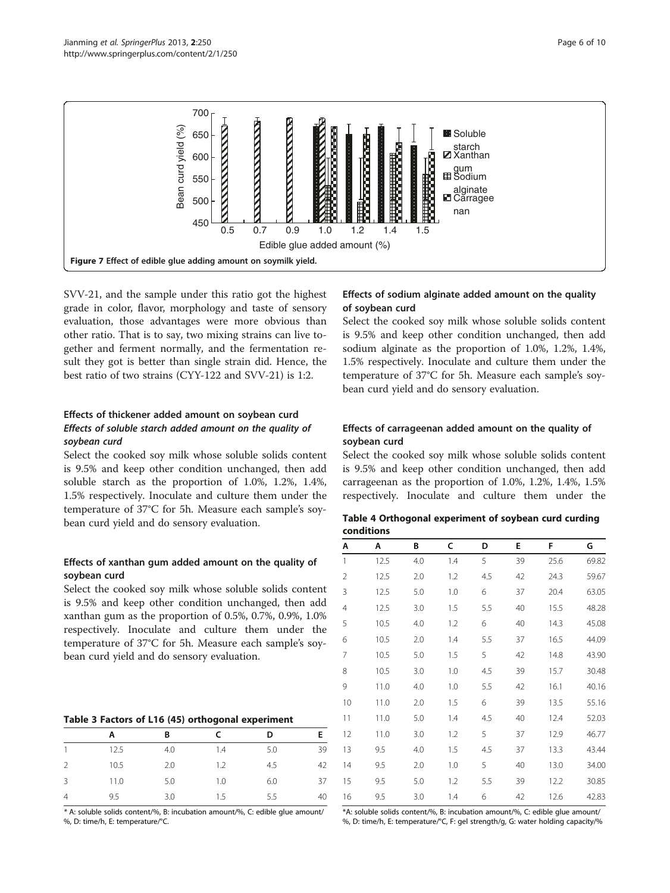Figure 7 Effect of edible glue adding amount on soymilk yield.

SVV-21, and the sample under this ratio got the highest grade in color, flavor, morphology and taste of sensory evaluation, those advantages were more obvious than other ratio. That is to say, two mixing strains can live together and ferment normally, and the fermentation result they got is better than single strain did. Hence, the best ratio of two strains (CYY-122 and SVV-21) is 1:2.

### Effects of thickener added amount on soybean curd

#### *Effects of soluble starch added amount on the quality of soybean curd*

Select the cooked soy milk whose soluble solids content is 9.5% and keep other condition unchanged, then add soluble starch as the proportion of 1.0%, 1.2%, 1.4%, 1.5% respectively. Inoculate and culture them under the temperature of 37°C for 5h. Measure each sample's soybean curd yield and do sensory evaluation.

#### Effects of xanthan gum added amount on the quality of soybean curd

Select the cooked soy milk whose soluble solids content is 9.5% and keep other condition unchanged, then add xanthan gum as the proportion of 0.5%, 0.7%, 0.9%, 1.0% respectively. Inoculate and culture them under the temperature of 37°C for 5h. Measure each sample's soybean curd yield and do sensory evaluation.

**Table 3 Factors of L16 (45) orthogonal experiment**

| | A | B | C | D | E |
|---|---|---|---|---|---|
| 1 | 12.5 | 4.0 | 1.4 | 5.0 | 39 |
| 2 | 10.5 | 2.0 | 1.2 | 4.5 | 42 |
| 3 | 11.0 | 5.0 | 1.0 | 6.0 | 37 |
| 4 | 9.5 | 3.0 | 1.5 | 5.5 | 40 |

\* A: soluble solids content/%, B: incubation amount/%, C: edible glue amount/%, D: time/h, E: temperature/°C.

#### Effects of sodium alginate added amount on the quality of soybean curd

Select the cooked soy milk whose soluble solids content is 9.5% and keep other condition unchanged, then add sodium alginate as the proportion of 1.0%, 1.2%, 1.4%, 1.5% respectively. Inoculate and culture them under the temperature of 37°C for 5h. Measure each sample's soybean curd yield and do sensory evaluation.

#### Effects of carrageenan added amount on the quality of soybean curd

Select the cooked soy milk whose soluble solids content is 9.5% and keep other condition unchanged, then add carrageenan as the proportion of 1.0%, 1.2%, 1.4%, 1.5% respectively. Inoculate and culture them under the

**Table 4 Orthogonal experiment of soybean curd curding conditions**

| A | A | B | C | D | E | F | G |
|---|---|---|---|---|---|---|---|
| 1 | 12.5 | 4.0 | 1.4 | 5 | 39 | 25.6 | 69.82 |
| 2 | 12.5 | 2.0 | 1.2 | 4.5 | 42 | 24.3 | 59.67 |
| 3 | 12.5 | 5.0 | 1.0 | 6 | 37 | 20.4 | 63.05 |
| 4 | 12.5 | 3.0 | 1.5 | 5.5 | 40 | 15.5 | 48.28 |
| 5 | 10.5 | 4.0 | 1.2 | 6 | 40 | 14.3 | 45.08 |
| 6 | 10.5 | 2.0 | 1.4 | 5.5 | 37 | 16.5 | 44.09 |
| 7 | 10.5 | 5.0 | 1.5 | 5 | 42 | 14.8 | 43.90 |
| 8 | 10.5 | 3.0 | 1.0 | 4.5 | 39 | 15.7 | 30.48 |
| 9 | 11.0 | 4.0 | 1.0 | 5.5 | 42 | 16.1 | 40.16 |
| 10 | 11.0 | 2.0 | 1.5 | 6 | 39 | 13.5 | 55.16 |
| 11 | 11.0 | 5.0 | 1.4 | 4.5 | 40 | 12.4 | 52.03 |
| 12 | 11.0 | 3.0 | 1.2 | 5 | 37 | 12.9 | 46.77 |
| 13 | 9.5 | 4.0 | 1.5 | 4.5 | 37 | 13.3 | 43.44 |
| 14 | 9.5 | 2.0 | 1.0 | 5 | 40 | 13.0 | 34.00 |
| 15 | 9.5 | 5.0 | 1.2 | 5.5 | 39 | 12.2 | 30.85 |
| 16 | 9.5 | 3.0 | 1.4 | 6 | 42 | 12.6 | 42.83 |

\*A: soluble solids content/%, B: incubation amount/%, C: edible glue amount/%, D: time/h, E: temperature/°C, F: gel strength/g, G: water holding capacity/%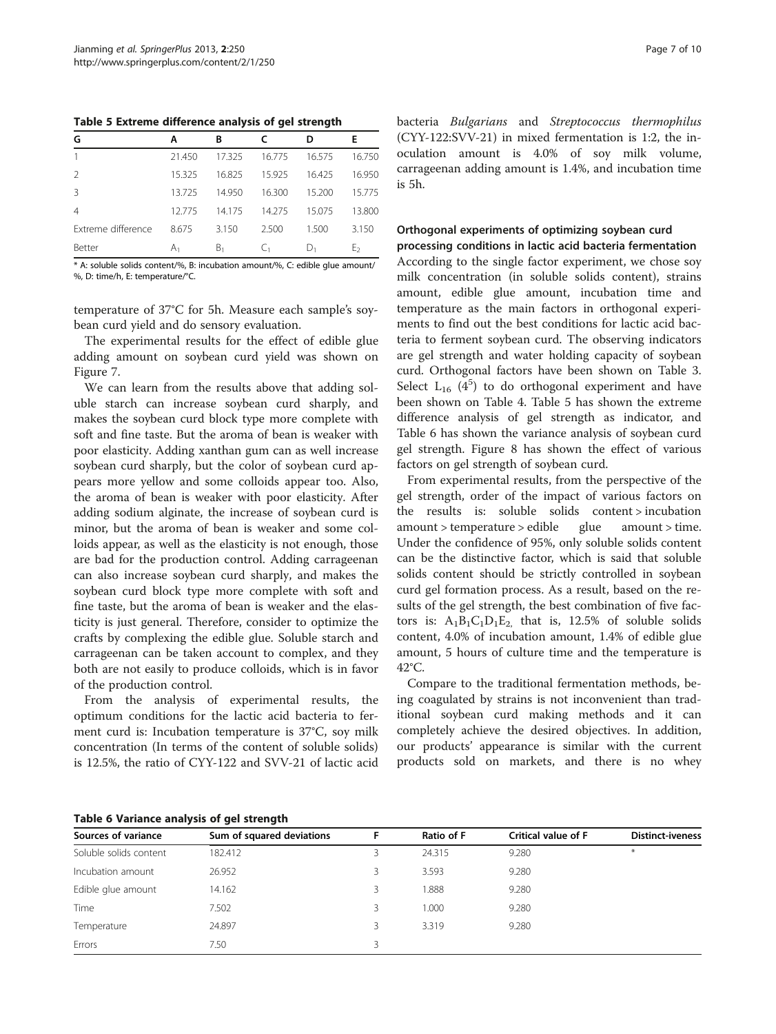**Table 5 Extreme difference analysis of gel strength**

| G | A | B | C | D | E |
|---|---|---|---|---|---|
| 1 | 21.450 | 17.325 | 16.775 | 16.575 | 16.750 |
| 2 | 15.325 | 16.825 | 15.925 | 16.425 | 16.950 |
| 3 | 13.725 | 14.950 | 16.300 | 15.200 | 15.775 |
| 4 | 12.775 | 14.175 | 14.275 | 15.075 | 13.800 |
| Extreme difference | 8.675 | 3.150 | 2.500 | 1.500 | 3.150 |
| Better | $A_1$ | $B_1$ | $C_1$ | $D_1$ | $E_2$ |

* A: soluble solids content/%, B: incubation amount/%, C: edible glue amount/%, D: time/h, E: temperature/°C.

temperature of 37°C for 5h. Measure each sample's soybean curd yield and do sensory evaluation.

The experimental results for the effect of edible glue adding amount on soybean curd yield was shown on Figure 7.

We can learn from the results above that adding soluble starch can increase soybean curd sharply, and makes the soybean curd block type more complete with soft and fine taste. But the aroma of bean is weaker with poor elasticity. Adding xanthan gum can as well increase soybean curd sharply, but the color of soybean curd appears more yellow and some colloids appear too. Also, the aroma of bean is weaker with poor elasticity. After adding sodium alginate, the increase of soybean curd is minor, but the aroma of bean is weaker and some colloids appear, as well as the elasticity is not enough, those are bad for the production control. Adding carrageenan can also increase soybean curd sharply, and makes the soybean curd block type more complete with soft and fine taste, but the aroma of bean is weaker and the elasticity is just general. Therefore, consider to optimize the crafts by complexing the edible glue. Soluble starch and carrageenan can be taken account to complex, and they both are not easily to produce colloids, which is in favor of the production control.

From the analysis of experimental results, the optimum conditions for the lactic acid bacteria to ferment curd is: Incubation temperature is 37°C, soy milk concentration (In terms of the content of soluble solids) is 12.5%, the ratio of CYY-122 and SVV-21 of lactic acid bacteria *Bulgarians* and *Streptococcus thermophilus* (CYY-122:SVV-21) in mixed fermentation is 1:2, the inoculation amount is 4.0% of soy milk volume, carrageenan adding amount is 1.4%, and incubation time is 5h.

### Orthogonal experiments of optimizing soybean curd processing conditions in lactic acid bacteria fermentation

According to the single factor experiment, we chose soy milk concentration (in soluble solids content), strains amount, edible glue amount, incubation time and temperature as the main factors in orthogonal experiments to find out the best conditions for lactic acid bacteria to ferment soybean curd. The observing indicators are gel strength and water holding capacity of soybean curd. Orthogonal factors have been shown on Table 3. Select $L_{16}$ ($4^5$) to do orthogonal experiment and have been shown on Table 4. Table 5 has shown the extreme difference analysis of gel strength as indicator, and Table 6 has shown the variance analysis of soybean curd gel strength. Figure 8 has shown the effect of various factors on gel strength of soybean curd.

From experimental results, from the perspective of the gel strength, order of the impact of various factors on the results is: soluble solids content > incubation amount > temperature > edible glue amount > time. Under the confidence of 95%, only soluble solids content can be the distinctive factor, which is said that soluble solids content should be strictly controlled in soybean curd gel formation process. As a result, based on the results of the gel strength, the best combination of five factors is: $A_1B_1C_1D_1E_2$, that is, 12.5% of soluble solids content, 4.0% of incubation amount, 1.4% of edible glue amount, 5 hours of culture time and the temperature is 42°C.

Compare to the traditional fermentation methods, being coagulated by strains is not inconvenient than traditional soybean curd making methods and it can completely achieve the desired objectives. In addition, our products' appearance is similar with the current products sold on markets, and there is no whey

**Table 6 Variance analysis of gel strength**

| Sources of variance | Sum of squared deviations | F | Ratio of F | Critical value of F | Distinct-iveness |
|---|---|---|---|---|---|
| Soluble solids content | 182.412 | 3 | 24.315 | 9.280 | * |
| Incubation amount | 26.952 | 3 | 3.593 | 9.280 | |
| Edible glue amount | 14.162 | 3 | 1.888 | 9.280 | |
| Time | 7.502 | 3 | 1.000 | 9.280 | |
| Temperature | 24.897 | 3 | 3.319 | 9.280 | |
| Errors | 7.50 | 3 | | | |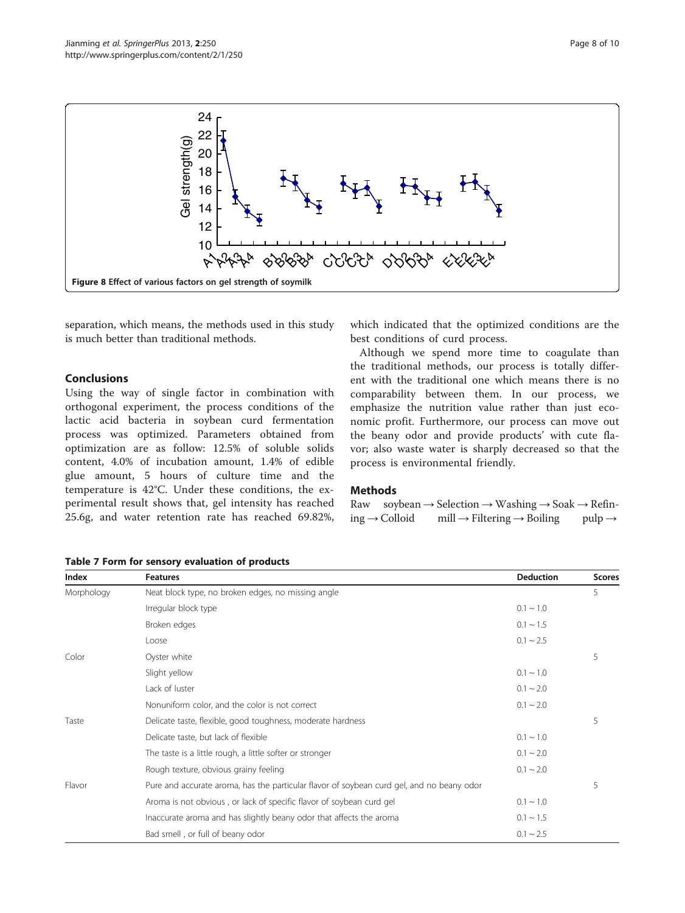Figure 8 Effect of various factors on gel strength of soymilk

separation, which means, the methods used in this study is much better than traditional methods.

## Conclusions

Using the way of single factor in combination with orthogonal experiment, the process conditions of the lactic acid bacteria in soybean curd fermentation process was optimized. Parameters obtained from optimization are as follow: 12.5% of soluble solids content, 4.0% of incubation amount, 1.4% of edible glue amount, 5 hours of culture time and the temperature is 42°C. Under these conditions, the experimental result shows that, gel intensity has reached 25.6g, and water retention rate has reached 69.82%, which indicated that the optimized conditions are the best conditions of curd process.

Although we spend more time to coagulate than the traditional methods, our process is totally different with the traditional one which means there is no comparability between them. In our process, we emphasize the nutrition value rather than just economic profit. Furthermore, our process can move out the beany odor and provide products' with cute flavor; also waste water is sharply decreased so that the process is environmental friendly.

## Methods

Raw soybean → Selection → Washing → Soak → Refining → Colloid mill → Filtering → Boiling pulp →

**Table 7 Form for sensory evaluation of products**

| Index | Features | Deduction | Scores |
|---|---|---|---|
| Morphology | Neat block type, no broken edges, no missing angle | | 5 |
| | Irregular block type | 0.1 ~ 1.0 | |
| | Broken edges | 0.1 ~ 1.5 | |
| | Loose | 0.1 ~ 2.5 | |
| Color | Oyster white | | 5 |
| | Slight yellow | 0.1 ~ 1.0 | |
| | Lack of luster | 0.1 ~ 2.0 | |
| | Nonuniform color, and the color is not correct | 0.1 ~ 2.0 | |
| Taste | Delicate taste, flexible, good toughness, moderate hardness | | 5 |
| | Delicate taste, but lack of flexible | 0.1 ~ 1.0 | |
| | The taste is a little rough, a little softer or stronger | 0.1 ~ 2.0 | |
| | Rough texture, obvious grainy feeling | 0.1 ~ 2.0 | |
| Flavor | Pure and accurate aroma, has the particular flavor of soybean curd gel, and no beany odor | | 5 |
| | Aroma is not obvious , or lack of specific flavor of soybean curd gel | 0.1 ~ 1.0 | |
| | Inaccurate aroma and has slightly beany odor that affects the aroma | 0.1 ~ 1.5 | |
| | Bad smell , or full of beany odor | 0.1 ~ 2.5 | |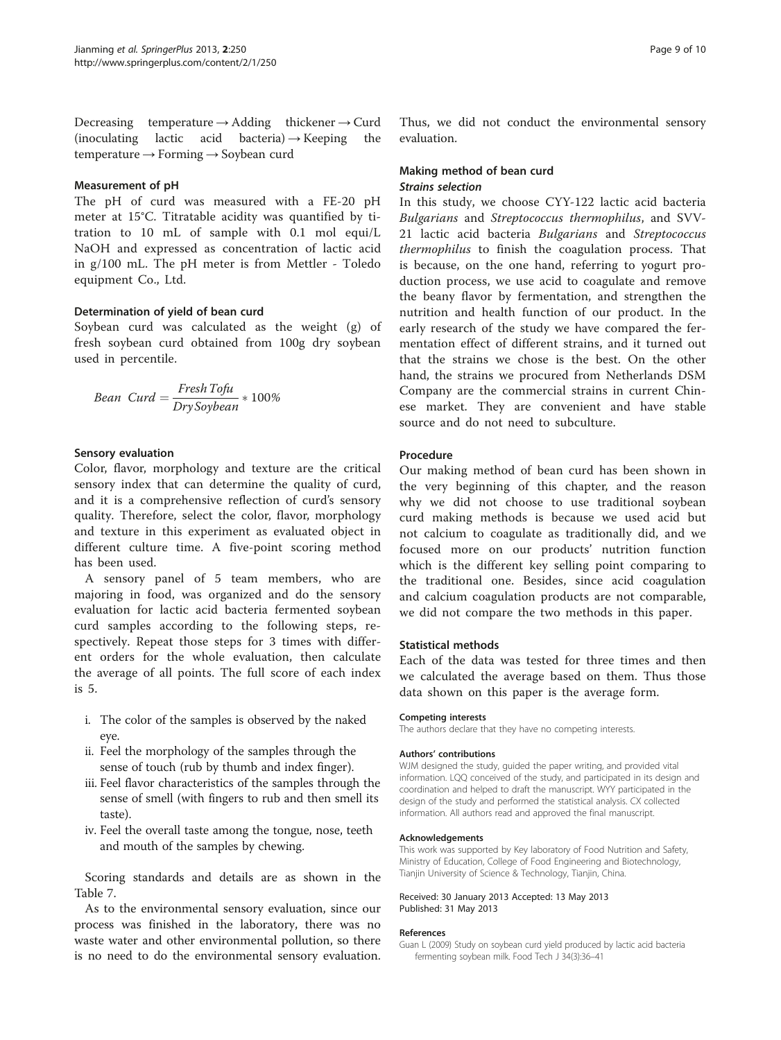Decreasing temperature → Adding thickener → Curd (inoculating lactic acid bacteria) → Keeping the temperature → Forming → Soybean curd

#### Measurement of pH

The pH of curd was measured with a FE-20 pH meter at 15°C. Titratable acidity was quantified by titration to 10 mL of sample with 0.1 mol equi/L NaOH and expressed as concentration of lactic acid in g/100 mL. The pH meter is from Mettler - Toledo equipment Co., Ltd.

#### Determination of yield of bean curd

Soybean curd was calculated as the weight (g) of fresh soybean curd obtained from 100g dry soybean used in percentile.

$$Bean\ \ Curd = \frac{Fresh\,Tofu}{Dry\,Soybean} * 100\%$$

#### Sensory evaluation

Color, flavor, morphology and texture are the critical sensory index that can determine the quality of curd, and it is a comprehensive reflection of curd's sensory quality. Therefore, select the color, flavor, morphology and texture in this experiment as evaluated object in different culture time. A five-point scoring method has been used.

A sensory panel of 5 team members, who are majoring in food, was organized and do the sensory evaluation for lactic acid bacteria fermented soybean curd samples according to the following steps, respectively. Repeat those steps for 3 times with different orders for the whole evaluation, then calculate the average of all points. The full score of each index is 5.

i. The color of the samples is observed by the naked eye.
ii. Feel the morphology of the samples through the sense of touch (rub by thumb and index finger).
iii. Feel flavor characteristics of the samples through the sense of smell (with fingers to rub and then smell its taste).
iv. Feel the overall taste among the tongue, nose, teeth and mouth of the samples by chewing.

Scoring standards and details are as shown in the Table 7.

As to the environmental sensory evaluation, since our process was finished in the laboratory, there was no waste water and other environmental pollution, so there is no need to do the environmental sensory evaluation. Thus, we did not conduct the environmental sensory evaluation.

#### Making method of bean curd

##### *Strains selection*

In this study, we choose CYY-122 lactic acid bacteria *Bulgarians* and *Streptococcus thermophilus*, and SVV-21 lactic acid bacteria *Bulgarians* and *Streptococcus thermophilus* to finish the coagulation process. That is because, on the one hand, referring to yogurt production process, we use acid to coagulate and remove the beany flavor by fermentation, and strengthen the nutrition and health function of our product. In the early research of the study we have compared the fermentation effect of different strains, and it turned out that the strains we chose is the best. On the other hand, the strains we procured from Netherlands DSM Company are the commercial strains in current Chinese market. They are convenient and have stable source and do not need to subculture.

#### Procedure

Our making method of bean curd has been shown in the very beginning of this chapter, and the reason why we did not choose to use traditional soybean curd making methods is because we used acid but not calcium to coagulate as traditionally did, and we focused more on our products' nutrition function which is the different key selling point comparing to the traditional one. Besides, since acid coagulation and calcium coagulation products are not comparable, we did not compare the two methods in this paper.

#### Statistical methods

Each of the data was tested for three times and then we calculated the average based on them. Thus those data shown on this paper is the average form.

##### Competing interests

The authors declare that they have no competing interests.

##### Authors' contributions

WJM designed the study, guided the paper writing, and provided vital information. LQQ conceived of the study, and participated in its design and coordination and helped to draft the manuscript. WYY participated in the design of the study and performed the statistical analysis. CX collected information. All authors read and approved the final manuscript.

##### Acknowledgements

This work was supported by Key laboratory of Food Nutrition and Safety, Ministry of Education, College of Food Engineering and Biotechnology, Tianjin University of Science & Technology, Tianjin, China.

Received: 30 January 2013 Accepted: 13 May 2013
Published: 31 May 2013

##### References

Guan L (2009) Study on soybean curd yield produced by lactic acid bacteria fermenting soybean milk. Food Tech J 34(3):36–41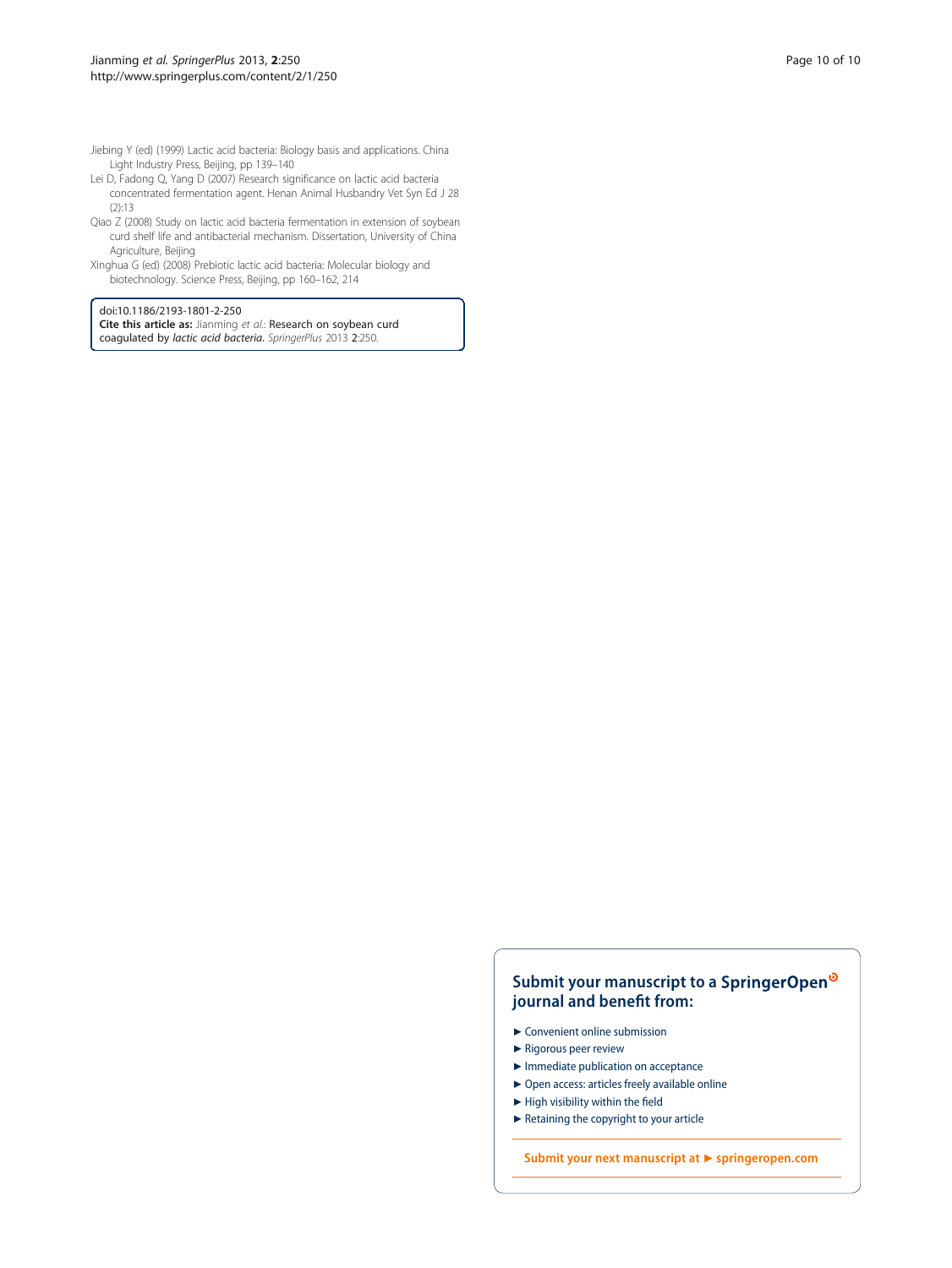Jiebing Y (ed) (1999) Lactic acid bacteria: Biology basis and applications. China Light Industry Press, Beijing, pp 139–140

Lei D, Fadong Q, Yang D (2007) Research significance on lactic acid bacteria concentrated fermentation agent. Henan Animal Husbandry Vet Syn Ed J 28 (2):13

Qiao Z (2008) Study on lactic acid bacteria fermentation in extension of soybean curd shelf life and antibacterial mechanism. Dissertation, University of China Agriculture, Beijing

Xinghua G (ed) (2008) Prebiotic lactic acid bacteria: Molecular biology and biotechnology. Science Press, Beijing, pp 160–162, 214

doi:10.1186/2193-1801-2-250
**Cite this article as:** Jianming *et al.*: Research on soybean curd coagulated by *lactic acid bacteria*. *SpringerPlus* 2013 **2**:250.

**Submit your manuscript to a SpringerOpen journal and benefit from:**

- ► Convenient online submission
- ► Rigorous peer review
- ► Immediate publication on acceptance
- ► Open access: articles freely available online
- ► High visibility within the field
- ► Retaining the copyright to your article

**Submit your next manuscript at ► springeropen.com**